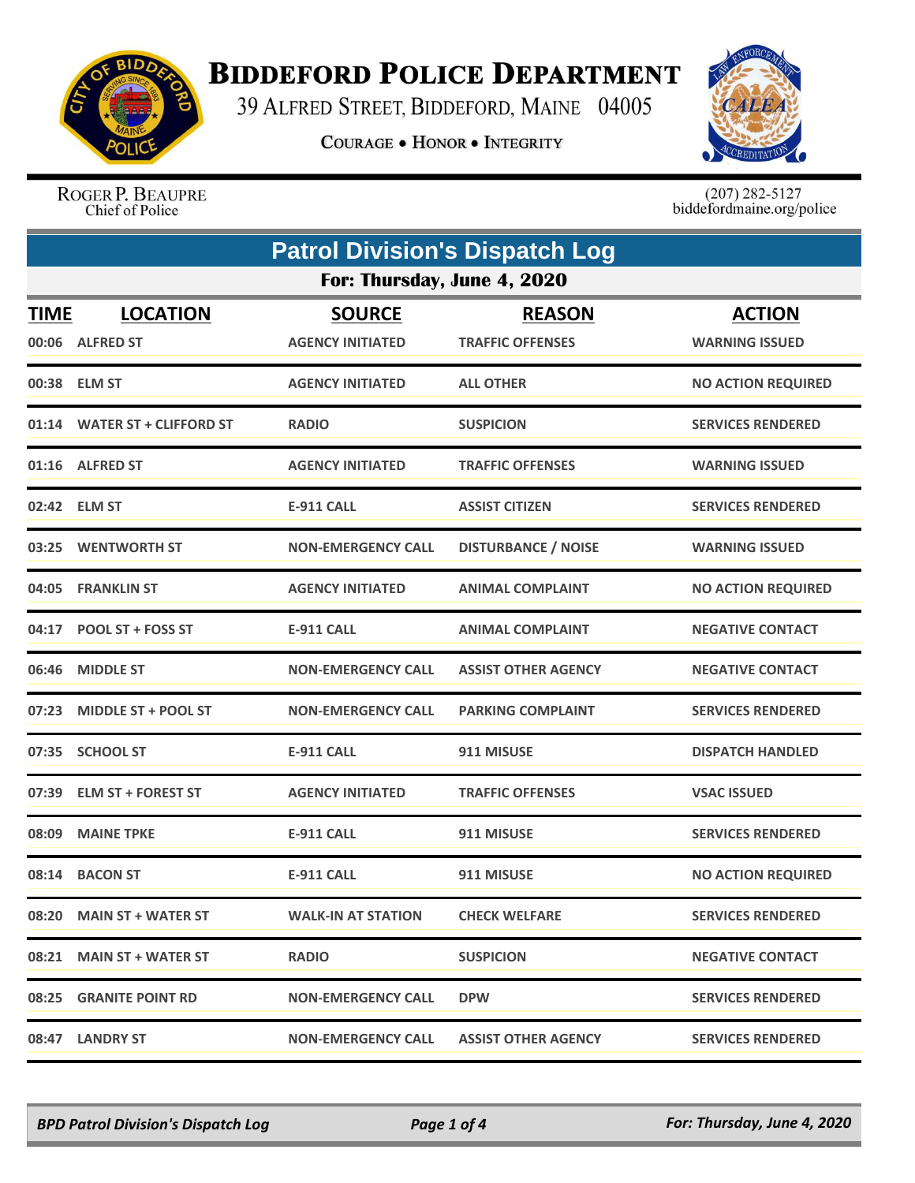# BIDDEFORD POLICE DEPARTMENT

39 ALFRED STREET, BIDDEFORD, MAINE 04005

COURAGE • HONOR • INTEGRITY

ROGER P. BEAUPRE
Chief of Police

(207) 282-5127
biddefordmaine.org/police

## Patrol Division's Dispatch Log

### For: Thursday, June 4, 2020

| TIME | LOCATION | SOURCE | REASON | ACTION |
|---|---|---|---|---|
| 00:06 | ALFRED ST | AGENCY INITIATED | TRAFFIC OFFENSES | WARNING ISSUED |
| 00:38 | ELM ST | AGENCY INITIATED | ALL OTHER | NO ACTION REQUIRED |
| 01:14 | WATER ST + CLIFFORD ST | RADIO | SUSPICION | SERVICES RENDERED |
| 01:16 | ALFRED ST | AGENCY INITIATED | TRAFFIC OFFENSES | WARNING ISSUED |
| 02:42 | ELM ST | E-911 CALL | ASSIST CITIZEN | SERVICES RENDERED |
| 03:25 | WENTWORTH ST | NON-EMERGENCY CALL | DISTURBANCE / NOISE | WARNING ISSUED |
| 04:05 | FRANKLIN ST | AGENCY INITIATED | ANIMAL COMPLAINT | NO ACTION REQUIRED |
| 04:17 | POOL ST + FOSS ST | E-911 CALL | ANIMAL COMPLAINT | NEGATIVE CONTACT |
| 06:46 | MIDDLE ST | NON-EMERGENCY CALL | ASSIST OTHER AGENCY | NEGATIVE CONTACT |
| 07:23 | MIDDLE ST + POOL ST | NON-EMERGENCY CALL | PARKING COMPLAINT | SERVICES RENDERED |
| 07:35 | SCHOOL ST | E-911 CALL | 911 MISUSE | DISPATCH HANDLED |
| 07:39 | ELM ST + FOREST ST | AGENCY INITIATED | TRAFFIC OFFENSES | VSAC ISSUED |
| 08:09 | MAINE TPKE | E-911 CALL | 911 MISUSE | SERVICES RENDERED |
| 08:14 | BACON ST | E-911 CALL | 911 MISUSE | NO ACTION REQUIRED |
| 08:20 | MAIN ST + WATER ST | WALK-IN AT STATION | CHECK WELFARE | SERVICES RENDERED |
| 08:21 | MAIN ST + WATER ST | RADIO | SUSPICION | NEGATIVE CONTACT |
| 08:25 | GRANITE POINT RD | NON-EMERGENCY CALL | DPW | SERVICES RENDERED |
| 08:47 | LANDRY ST | NON-EMERGENCY CALL | ASSIST OTHER AGENCY | SERVICES RENDERED |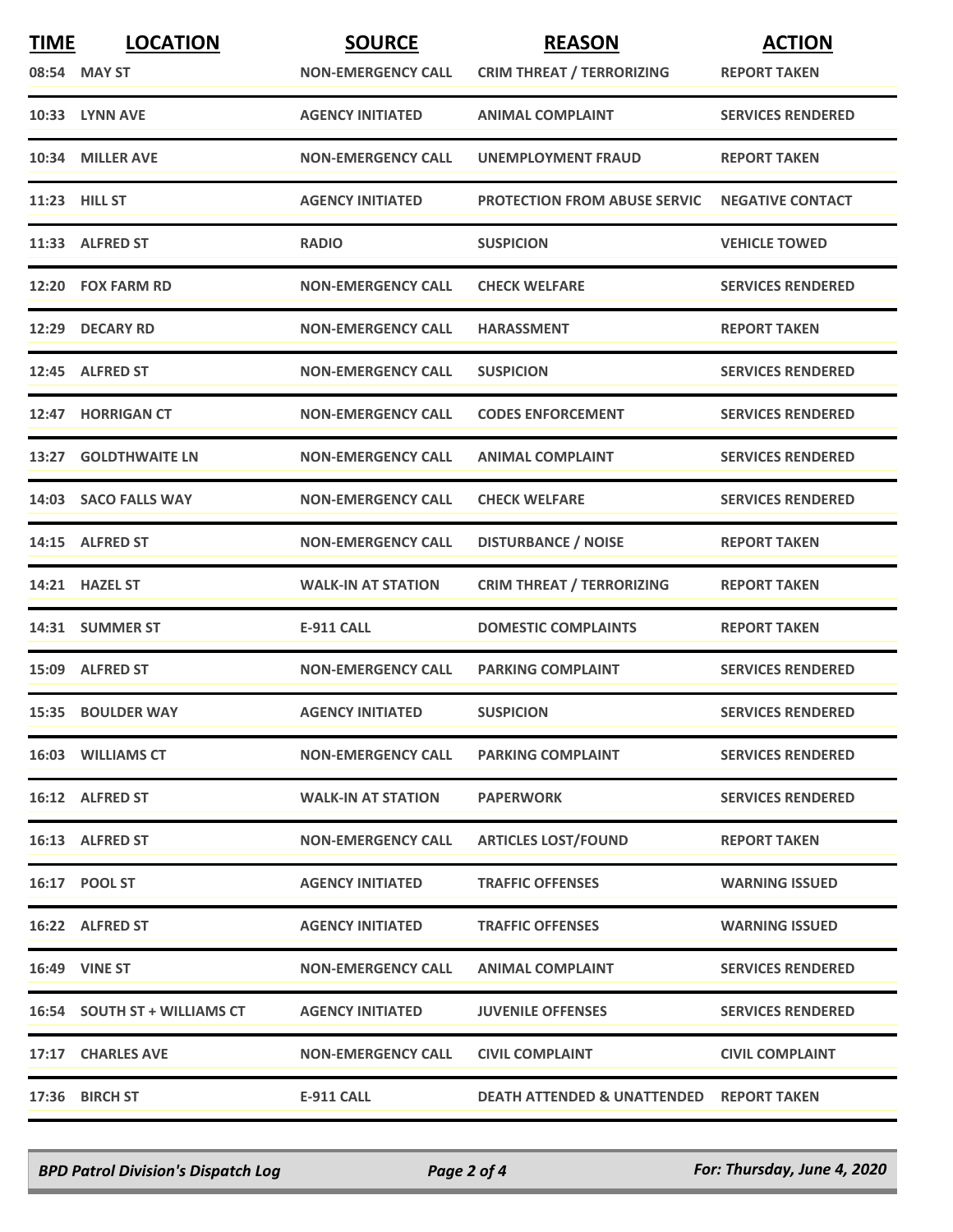| TIME | LOCATION | SOURCE | REASON | ACTION |
|---|---|---|---|---|
| 08:54 | MAY ST | NON-EMERGENCY CALL | CRIM THREAT / TERRORIZING | REPORT TAKEN |
| 10:33 | LYNN AVE | AGENCY INITIATED | ANIMAL COMPLAINT | SERVICES RENDERED |
| 10:34 | MILLER AVE | NON-EMERGENCY CALL | UNEMPLOYMENT FRAUD | REPORT TAKEN |
| 11:23 | HILL ST | AGENCY INITIATED | PROTECTION FROM ABUSE SERVIC | NEGATIVE CONTACT |
| 11:33 | ALFRED ST | RADIO | SUSPICION | VEHICLE TOWED |
| 12:20 | FOX FARM RD | NON-EMERGENCY CALL | CHECK WELFARE | SERVICES RENDERED |
| 12:29 | DECARY RD | NON-EMERGENCY CALL | HARASSMENT | REPORT TAKEN |
| 12:45 | ALFRED ST | NON-EMERGENCY CALL | SUSPICION | SERVICES RENDERED |
| 12:47 | HORRIGAN CT | NON-EMERGENCY CALL | CODES ENFORCEMENT | SERVICES RENDERED |
| 13:27 | GOLDTHWAITE LN | NON-EMERGENCY CALL | ANIMAL COMPLAINT | SERVICES RENDERED |
| 14:03 | SACO FALLS WAY | NON-EMERGENCY CALL | CHECK WELFARE | SERVICES RENDERED |
| 14:15 | ALFRED ST | NON-EMERGENCY CALL | DISTURBANCE / NOISE | REPORT TAKEN |
| 14:21 | HAZEL ST | WALK-IN AT STATION | CRIM THREAT / TERRORIZING | REPORT TAKEN |
| 14:31 | SUMMER ST | E-911 CALL | DOMESTIC COMPLAINTS | REPORT TAKEN |
| 15:09 | ALFRED ST | NON-EMERGENCY CALL | PARKING COMPLAINT | SERVICES RENDERED |
| 15:35 | BOULDER WAY | AGENCY INITIATED | SUSPICION | SERVICES RENDERED |
| 16:03 | WILLIAMS CT | NON-EMERGENCY CALL | PARKING COMPLAINT | SERVICES RENDERED |
| 16:12 | ALFRED ST | WALK-IN AT STATION | PAPERWORK | SERVICES RENDERED |
| 16:13 | ALFRED ST | NON-EMERGENCY CALL | ARTICLES LOST/FOUND | REPORT TAKEN |
| 16:17 | POOL ST | AGENCY INITIATED | TRAFFIC OFFENSES | WARNING ISSUED |
| 16:22 | ALFRED ST | AGENCY INITIATED | TRAFFIC OFFENSES | WARNING ISSUED |
| 16:49 | VINE ST | NON-EMERGENCY CALL | ANIMAL COMPLAINT | SERVICES RENDERED |
| 16:54 | SOUTH ST + WILLIAMS CT | AGENCY INITIATED | JUVENILE OFFENSES | SERVICES RENDERED |
| 17:17 | CHARLES AVE | NON-EMERGENCY CALL | CIVIL COMPLAINT | CIVIL COMPLAINT |
| 17:36 | BIRCH ST | E-911 CALL | DEATH ATTENDED & UNATTENDED | REPORT TAKEN |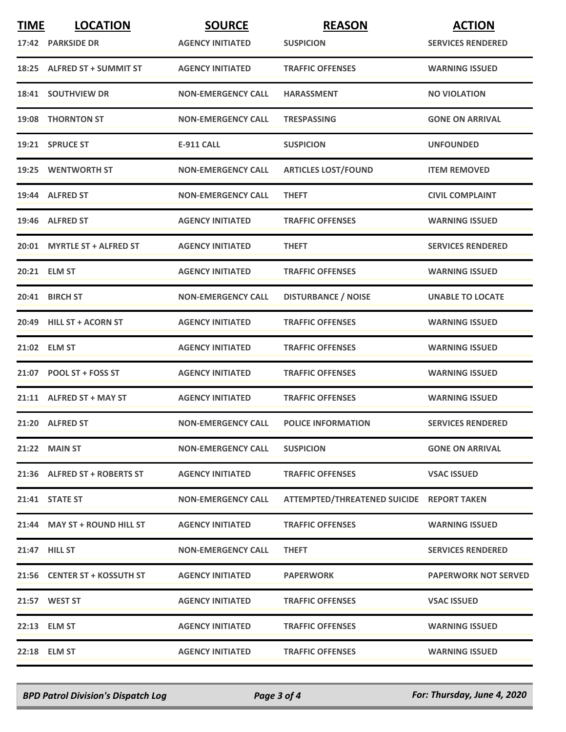| TIME | LOCATION | SOURCE | REASON | ACTION |
|---|---|---|---|---|
| 17:42 | PARKSIDE DR | AGENCY INITIATED | SUSPICION | SERVICES RENDERED |
| 18:25 | ALFRED ST + SUMMIT ST | AGENCY INITIATED | TRAFFIC OFFENSES | WARNING ISSUED |
| 18:41 | SOUTHVIEW DR | NON-EMERGENCY CALL | HARASSMENT | NO VIOLATION |
| 19:08 | THORNTON ST | NON-EMERGENCY CALL | TRESPASSING | GONE ON ARRIVAL |
| 19:21 | SPRUCE ST | E-911 CALL | SUSPICION | UNFOUNDED |
| 19:25 | WENTWORTH ST | NON-EMERGENCY CALL | ARTICLES LOST/FOUND | ITEM REMOVED |
| 19:44 | ALFRED ST | NON-EMERGENCY CALL | THEFT | CIVIL COMPLAINT |
| 19:46 | ALFRED ST | AGENCY INITIATED | TRAFFIC OFFENSES | WARNING ISSUED |
| 20:01 | MYRTLE ST + ALFRED ST | AGENCY INITIATED | THEFT | SERVICES RENDERED |
| 20:21 | ELM ST | AGENCY INITIATED | TRAFFIC OFFENSES | WARNING ISSUED |
| 20:41 | BIRCH ST | NON-EMERGENCY CALL | DISTURBANCE / NOISE | UNABLE TO LOCATE |
| 20:49 | HILL ST + ACORN ST | AGENCY INITIATED | TRAFFIC OFFENSES | WARNING ISSUED |
| 21:02 | ELM ST | AGENCY INITIATED | TRAFFIC OFFENSES | WARNING ISSUED |
| 21:07 | POOL ST + FOSS ST | AGENCY INITIATED | TRAFFIC OFFENSES | WARNING ISSUED |
| 21:11 | ALFRED ST + MAY ST | AGENCY INITIATED | TRAFFIC OFFENSES | WARNING ISSUED |
| 21:20 | ALFRED ST | NON-EMERGENCY CALL | POLICE INFORMATION | SERVICES RENDERED |
| 21:22 | MAIN ST | NON-EMERGENCY CALL | SUSPICION | GONE ON ARRIVAL |
| 21:36 | ALFRED ST + ROBERTS ST | AGENCY INITIATED | TRAFFIC OFFENSES | VSAC ISSUED |
| 21:41 | STATE ST | NON-EMERGENCY CALL | ATTEMPTED/THREATENED SUICIDE | REPORT TAKEN |
| 21:44 | MAY ST + ROUND HILL ST | AGENCY INITIATED | TRAFFIC OFFENSES | WARNING ISSUED |
| 21:47 | HILL ST | NON-EMERGENCY CALL | THEFT | SERVICES RENDERED |
| 21:56 | CENTER ST + KOSSUTH ST | AGENCY INITIATED | PAPERWORK | PAPERWORK NOT SERVED |
| 21:57 | WEST ST | AGENCY INITIATED | TRAFFIC OFFENSES | VSAC ISSUED |
| 22:13 | ELM ST | AGENCY INITIATED | TRAFFIC OFFENSES | WARNING ISSUED |
| 22:18 | ELM ST | AGENCY INITIATED | TRAFFIC OFFENSES | WARNING ISSUED |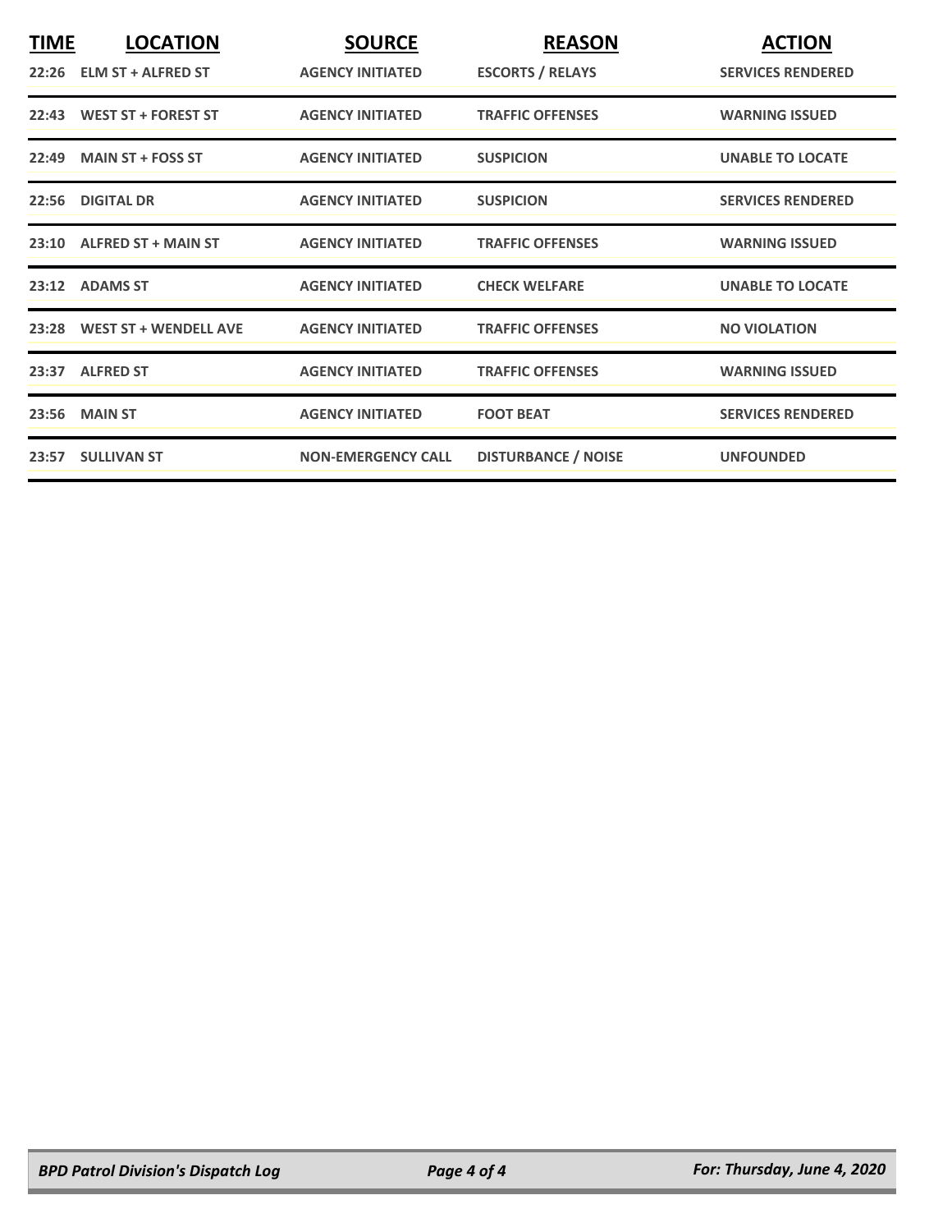| TIME | LOCATION | SOURCE | REASON | ACTION |
|---|---|---|---|---|
| 22:26 | ELM ST + ALFRED ST | AGENCY INITIATED | ESCORTS / RELAYS | SERVICES RENDERED |
| 22:43 | WEST ST + FOREST ST | AGENCY INITIATED | TRAFFIC OFFENSES | WARNING ISSUED |
| 22:49 | MAIN ST + FOSS ST | AGENCY INITIATED | SUSPICION | UNABLE TO LOCATE |
| 22:56 | DIGITAL DR | AGENCY INITIATED | SUSPICION | SERVICES RENDERED |
| 23:10 | ALFRED ST + MAIN ST | AGENCY INITIATED | TRAFFIC OFFENSES | WARNING ISSUED |
| 23:12 | ADAMS ST | AGENCY INITIATED | CHECK WELFARE | UNABLE TO LOCATE |
| 23:28 | WEST ST + WENDELL AVE | AGENCY INITIATED | TRAFFIC OFFENSES | NO VIOLATION |
| 23:37 | ALFRED ST | AGENCY INITIATED | TRAFFIC OFFENSES | WARNING ISSUED |
| 23:56 | MAIN ST | AGENCY INITIATED | FOOT BEAT | SERVICES RENDERED |
| 23:57 | SULLIVAN ST | NON-EMERGENCY CALL | DISTURBANCE / NOISE | UNFOUNDED |